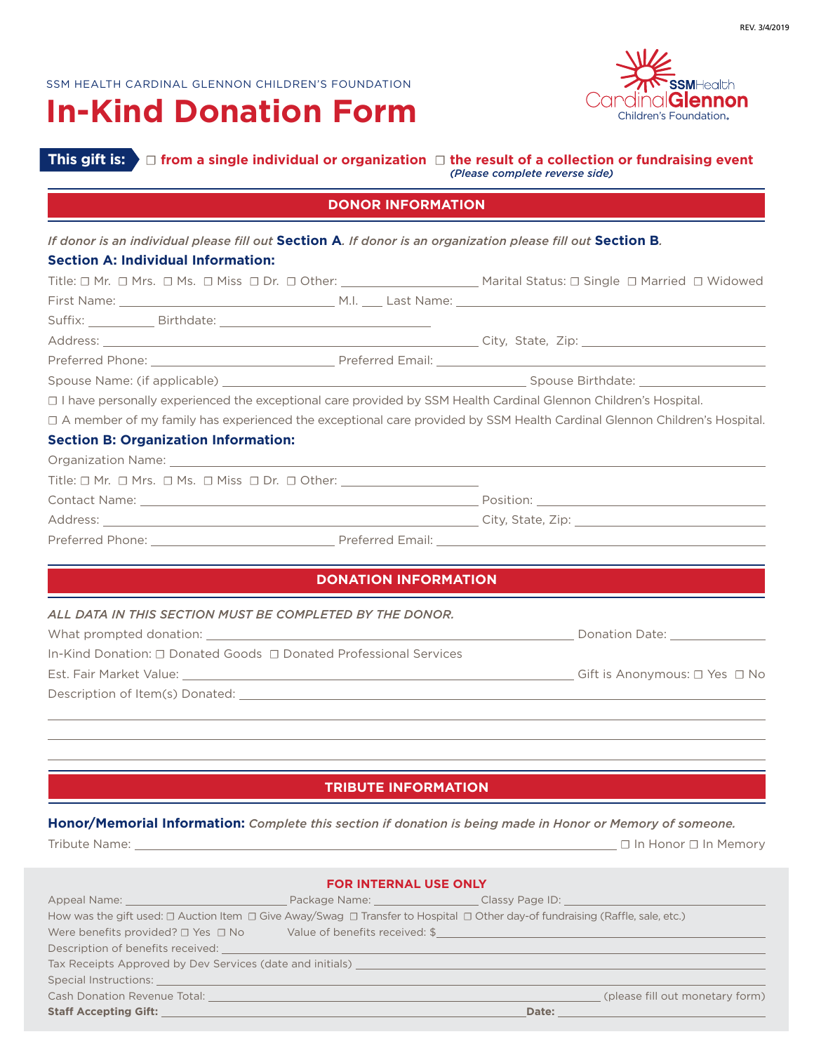REV. 3/4/2019

SSM HEALTH CARDINAL GLENNON CHILDREN'S FOUNDATION

# In-Kind Donation Form

SSMHealth Cardinal Glennon Children's Foundation.

**This gift is:** ☐ **from a single individual or organization** ☐ **the result of a collection or fundraising event** *(Please complete reverse side)*

## DONOR INFORMATION

*If donor is an individual please fill out* **Section A**. *If donor is an organization please fill out* **Section B**.

### Section A: Individual Information:

Title: ☐ Mr. ☐ Mrs. ☐ Ms. ☐ Miss ☐ Dr. ☐ Other: ____________ Marital Status: ☐ Single ☐ Married ☐ Widowed

First Name: ____________ M.I. ___ Last Name: ____________

Suffix: ______ Birthdate: ____________

Address: ____________ City, State, Zip: ____________

Preferred Phone: ____________ Preferred Email: ____________

Spouse Name: (if applicable) ____________ Spouse Birthdate: ____________

☐ I have personally experienced the exceptional care provided by SSM Health Cardinal Glennon Children's Hospital.

☐ A member of my family has experienced the exceptional care provided by SSM Health Cardinal Glennon Children's Hospital.

### Section B: Organization Information:

Organization Name: ____________

Title: ☐ Mr. ☐ Mrs. ☐ Ms. ☐ Miss ☐ Dr. ☐ Other: ____________

Contact Name: ____________ Position: ____________

Address: ____________ City, State, Zip: ____________

Preferred Phone: ____________ Preferred Email: ____________

## DONATION INFORMATION

*ALL DATA IN THIS SECTION MUST BE COMPLETED BY THE DONOR.*

What prompted donation: ____________ Donation Date: ____________

In-Kind Donation: ☐ Donated Goods ☐ Donated Professional Services

Est. Fair Market Value: ____________ Gift is Anonymous: ☐ Yes ☐ No

Description of Item(s) Donated: ____________

## TRIBUTE INFORMATION

**Honor/Memorial Information:** *Complete this section if donation is being made in Honor or Memory of someone.*

Tribute Name: ____________ ☐ In Honor ☐ In Memory

### FOR INTERNAL USE ONLY

Appeal Name: ____________ Package Name: ____________ Classy Page ID: ____________

How was the gift used: ☐ Auction Item ☐ Give Away/Swag ☐ Transfer to Hospital ☐ Other day-of fundraising (Raffle, sale, etc.)

Were benefits provided? ☐ Yes ☐ No Value of benefits received: $____________

Description of benefits received: ____________

Tax Receipts Approved by Dev Services (date and initials) ____________

Special Instructions: ____________

Cash Donation Revenue Total: ____________ (please fill out monetary form)

**Staff Accepting Gift:** ____________ **Date:** ____________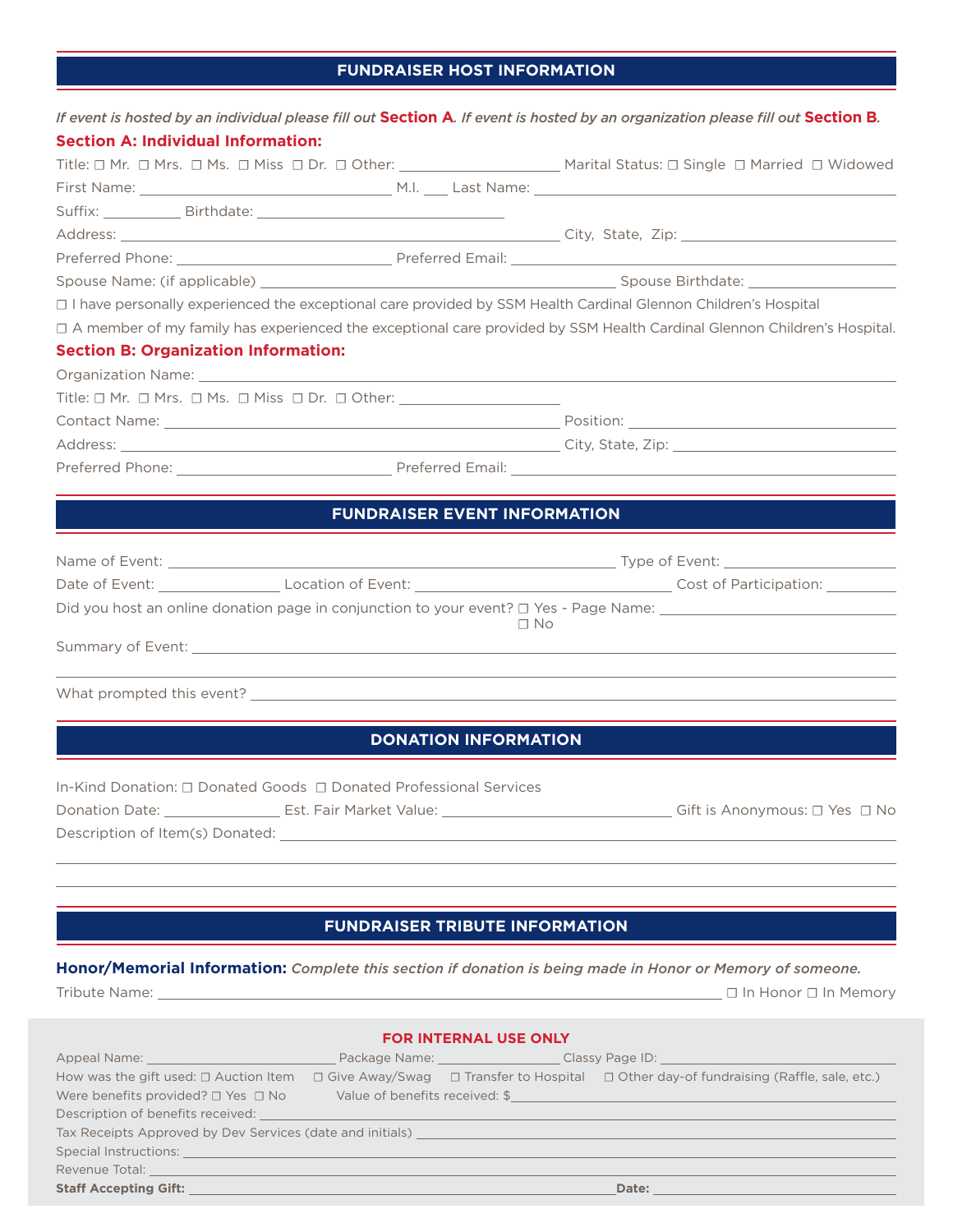## FUNDRAISER HOST INFORMATION

*If event is hosted by an individual please fill out* **Section A**. *If event is hosted by an organization please fill out* **Section B**.

### Section A: Individual Information:

Title: ☐ Mr. ☐ Mrs. ☐ Ms. ☐ Miss ☐ Dr. ☐ Other: ____________________ Marital Status: ☐ Single ☐ Married ☐ Widowed

First Name: ______________________________ M.I. ___ Last Name: ______________________________

Suffix: __________ Birthdate: ______________________________

Address: ______________________________ City, State, Zip: ______________________________

Preferred Phone: __________________________ Preferred Email: ______________________________

Spouse Name: (if applicable) ______________________________ Spouse Birthdate: __________________

☐ I have personally experienced the exceptional care provided by SSM Health Cardinal Glennon Children's Hospital

☐ A member of my family has experienced the exceptional care provided by SSM Health Cardinal Glennon Children's Hospital.

### Section B: Organization Information:

Organization Name: ______________________________

Title: ☐ Mr. ☐ Mrs. ☐ Ms. ☐ Miss ☐ Dr. ☐ Other: ____________________

Contact Name: ______________________________ Position: ______________________________

Address: ______________________________ City, State, Zip: ______________________________

Preferred Phone: __________________________ Preferred Email: ______________________________

## FUNDRAISER EVENT INFORMATION

Name of Event: ______________________________ Type of Event: ____________________

Date of Event: _______________ Location of Event: ______________________________ Cost of Participation: __________

Did you host an online donation page in conjunction to your event? ☐ Yes - Page Name: ______________________________
☐ No

Summary of Event: ______________________________

______________________________

What prompted this event? ______________________________

## DONATION INFORMATION

In-Kind Donation: ☐ Donated Goods ☐ Donated Professional Services

Donation Date: _______________ Est. Fair Market Value: ______________________________ Gift is Anonymous: ☐ Yes ☐ No

Description of Item(s) Donated: ______________________________

______________________________

______________________________

## FUNDRAISER TRIBUTE INFORMATION

**Honor/Memorial Information:** *Complete this section if donation is being made in Honor or Memory of someone.*

Tribute Name: ______________________________ ☐ In Honor ☐ In Memory

### FOR INTERNAL USE ONLY

Appeal Name: ______________________ Package Name: _______________ Classy Page ID: ______________________

How was the gift used: ☐ Auction Item ☐ Give Away/Swag ☐ Transfer to Hospital ☐ Other day-of fundraising (Raffle, sale, etc.)

Were benefits provided? ☐ Yes ☐ No Value of benefits received: $______________________________

Description of benefits received: ______________________________

Tax Receipts Approved by Dev Services (date and initials) ______________________________

Special Instructions: ______________________________

Revenue Total: ______________________________

**Staff Accepting Gift:** ______________________________ **Date:** ______________________________